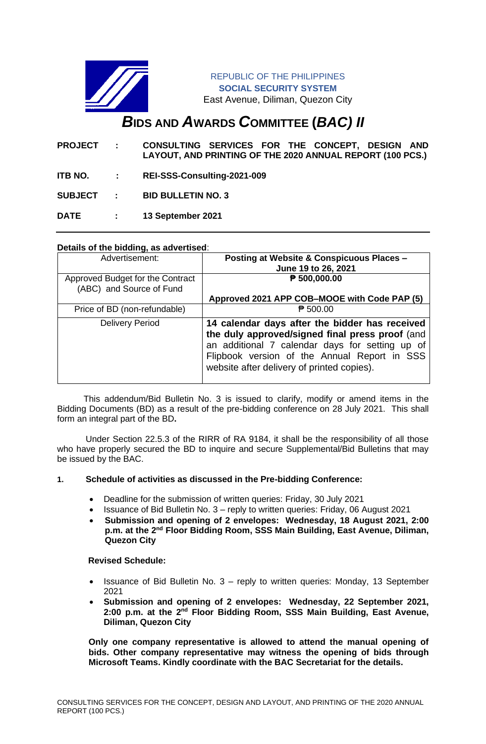REPUBLIC OF THE PHILIPPINES
**SOCIAL SECURITY SYSTEM**
East Avenue, Diliman, Quezon City

# *B*IDS AND *A*WARDS *C*OMMITTEE (*BAC) II*

**PROJECT : CONSULTING SERVICES FOR THE CONCEPT, DESIGN AND LAYOUT, AND PRINTING OF THE 2020 ANNUAL REPORT (100 PCS.)**

**ITB NO. : REI-SSS-Consulting-2021-009**

**SUBJECT : BID BULLETIN NO. 3**

**DATE : 13 September 2021**

---

**Details of the bidding, as advertised**:

| Advertisement: | **Posting at Website & Conspicuous Places – June 19 to 26, 2021** |
|---|---|
| Approved Budget for the Contract (ABC) and Source of Fund | **₱ 500,000.00**<br>**Approved 2021 APP COB–MOOE with Code PAP (5)** |
| Price of BD (non-refundable) | ₱ 500.00 |
| Delivery Period | **14 calendar days after the bidder has received the duly approved/signed final press proof** (and an additional 7 calendar days for setting up of Flipbook version of the Annual Report in SSS website after delivery of printed copies). |

This addendum/Bid Bulletin No. 3 is issued to clarify, modify or amend items in the Bidding Documents (BD) as a result of the pre-bidding conference on 28 July 2021. This shall form an integral part of the BD**.**

Under Section 22.5.3 of the RIRR of RA 9184, it shall be the responsibility of all those who have properly secured the BD to inquire and secure Supplemental/Bid Bulletins that may be issued by the BAC.

**1. Schedule of activities as discussed in the Pre-bidding Conference:**

- Deadline for the submission of written queries: Friday, 30 July 2021
- Issuance of Bid Bulletin No. 3 – reply to written queries: Friday, 06 August 2021
- **Submission and opening of 2 envelopes: Wednesday, 18 August 2021, 2:00 p.m. at the 2nd Floor Bidding Room, SSS Main Building, East Avenue, Diliman, Quezon City**

**Revised Schedule:**

- Issuance of Bid Bulletin No. 3 – reply to written queries: Monday, 13 September 2021
- **Submission and opening of 2 envelopes: Wednesday, 22 September 2021, 2:00 p.m. at the 2nd Floor Bidding Room, SSS Main Building, East Avenue, Diliman, Quezon City**

**Only one company representative is allowed to attend the manual opening of bids. Other company representative may witness the opening of bids through Microsoft Teams. Kindly coordinate with the BAC Secretariat for the details.**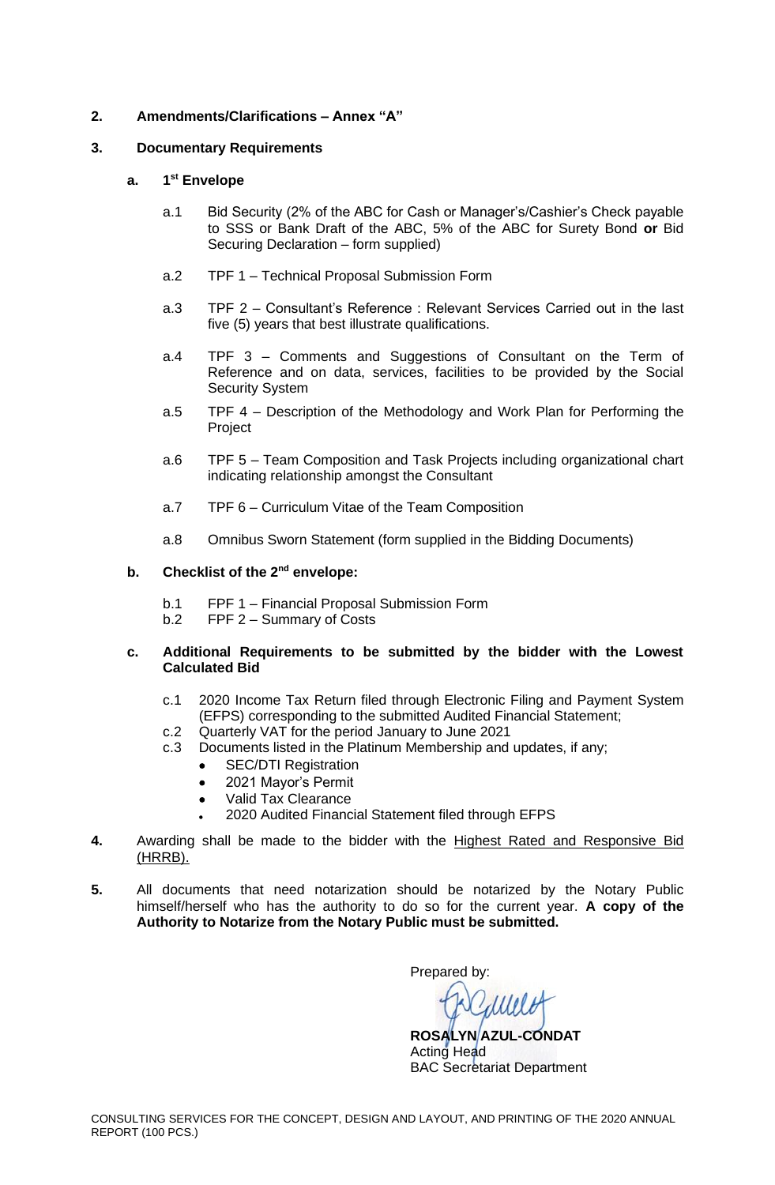**2. Amendments/Clarifications – Annex "A"**

**3. Documentary Requirements**

**a. 1st Envelope**

a.1 Bid Security (2% of the ABC for Cash or Manager's/Cashier's Check payable to SSS or Bank Draft of the ABC, 5% of the ABC for Surety Bond **or** Bid Securing Declaration – form supplied)

a.2 TPF 1 – Technical Proposal Submission Form

a.3 TPF 2 – Consultant's Reference : Relevant Services Carried out in the last five (5) years that best illustrate qualifications.

a.4 TPF 3 – Comments and Suggestions of Consultant on the Term of Reference and on data, services, facilities to be provided by the Social Security System

a.5 TPF 4 – Description of the Methodology and Work Plan for Performing the Project

a.6 TPF 5 – Team Composition and Task Projects including organizational chart indicating relationship amongst the Consultant

a.7 TPF 6 – Curriculum Vitae of the Team Composition

a.8 Omnibus Sworn Statement (form supplied in the Bidding Documents)

**b. Checklist of the 2nd envelope:**

b.1 FPF 1 – Financial Proposal Submission Form
b.2 FPF 2 – Summary of Costs

**c. Additional Requirements to be submitted by the bidder with the Lowest Calculated Bid**

c.1 2020 Income Tax Return filed through Electronic Filing and Payment System (EFPS) corresponding to the submitted Audited Financial Statement;
c.2 Quarterly VAT for the period January to June 2021
c.3 Documents listed in the Platinum Membership and updates, if any;

- SEC/DTI Registration
- 2021 Mayor's Permit
- Valid Tax Clearance
- 2020 Audited Financial Statement filed through EFPS

**4.** Awarding shall be made to the bidder with the Highest Rated and Responsive Bid (HRRB).

**5.** All documents that need notarization should be notarized by the Notary Public himself/herself who has the authority to do so for the current year. **A copy of the Authority to Notarize from the Notary Public must be submitted.**

Prepared by:

**ROSALYN AZUL-CONDAT**
Acting Head
BAC Secretariat Department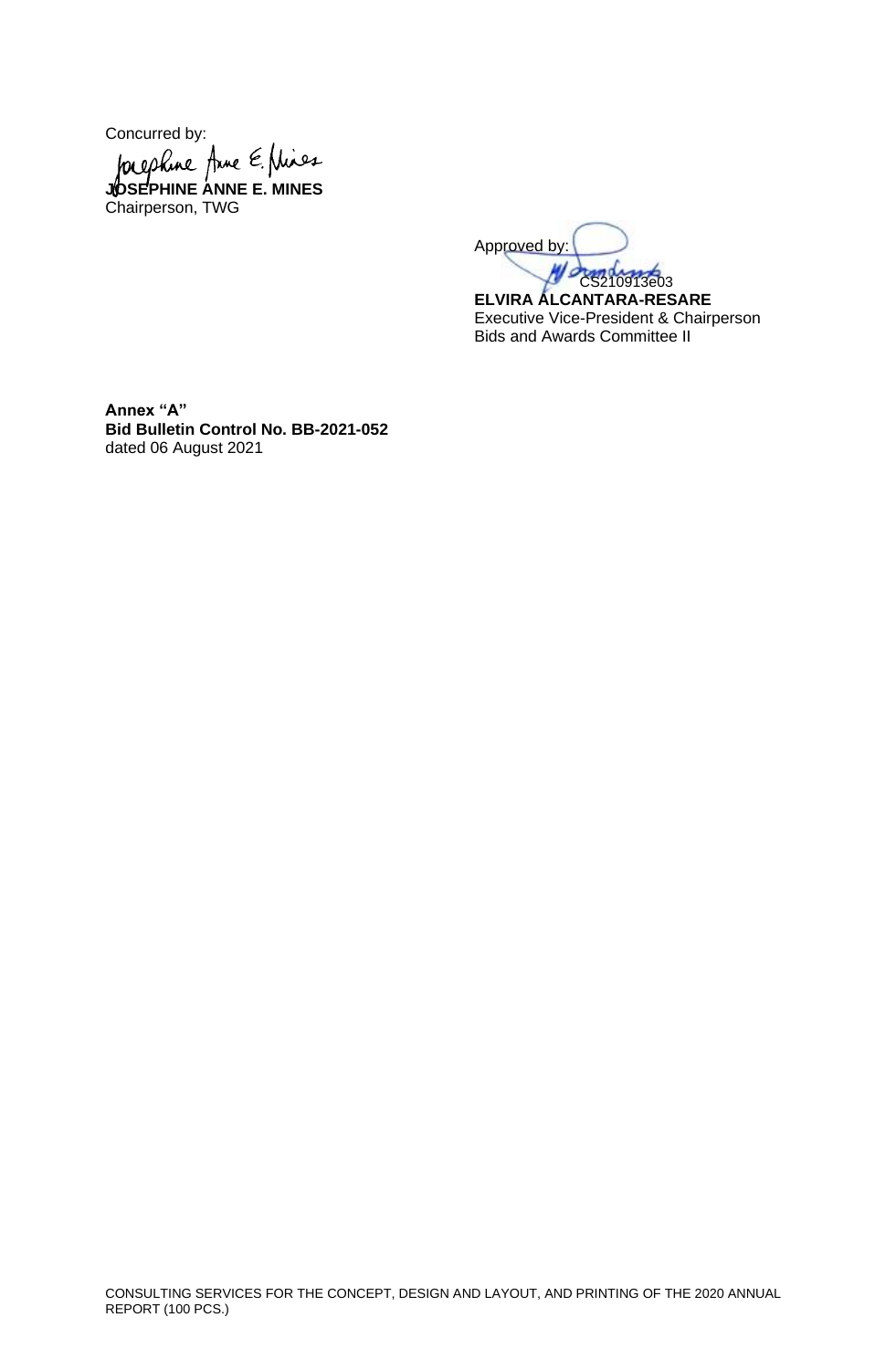Concurred by:

**JOSEPHINE ANNE E. MINES**
Chairperson, TWG

Approved by:

CS210913e03

**ELVIRA ALCANTARA-RESARE**
Executive Vice-President & Chairperson
Bids and Awards Committee II

**Annex "A"**
**Bid Bulletin Control No. BB-2021-052**
dated 06 August 2021